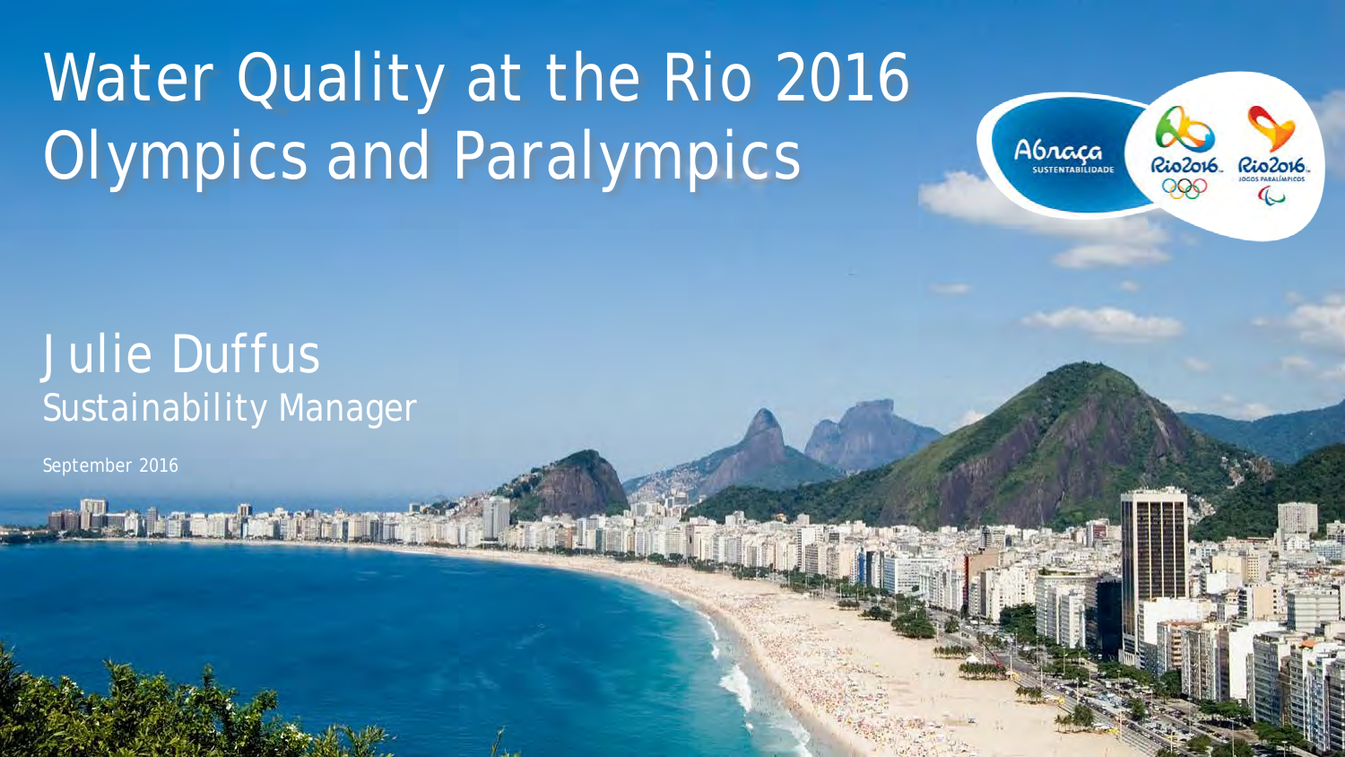# Water Quality at the Rio 2016 Olympics and Paralympics

## Julie Duffus

Sustainability Manager

September 2016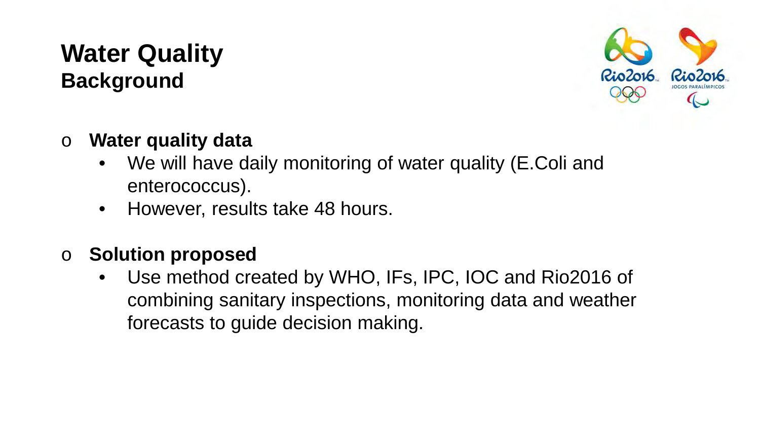# Water Quality
## Background

- **Water quality data**
  - We will have daily monitoring of water quality (E.Coli and enterococcus).
  - However, results take 48 hours.

- **Solution proposed**
  - Use method created by WHO, IFs, IPC, IOC and Rio2016 of combining sanitary inspections, monitoring data and weather forecasts to guide decision making.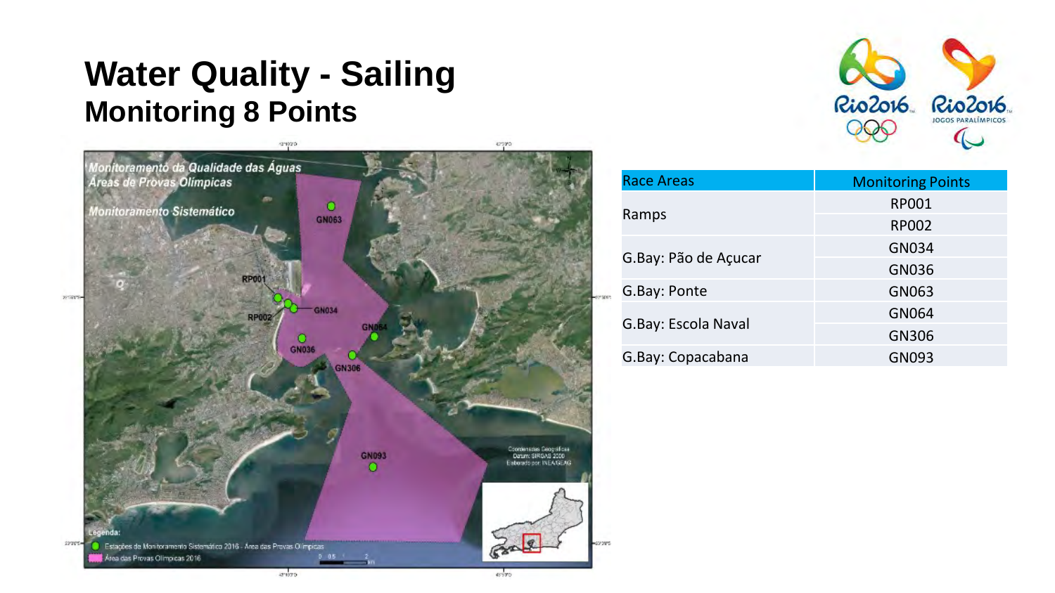# Water Quality - Sailing

## Monitoring 8 Points

| Race Areas | Monitoring Points |
|---|---|
| Ramps | RP001 |
| | RP002 |
| G.Bay: Pão de Açucar | GN034 |
| | GN036 |
| G.Bay: Ponte | GN063 |
| G.Bay: Escola Naval | GN064 |
| | GN306 |
| G.Bay: Copacabana | GN093 |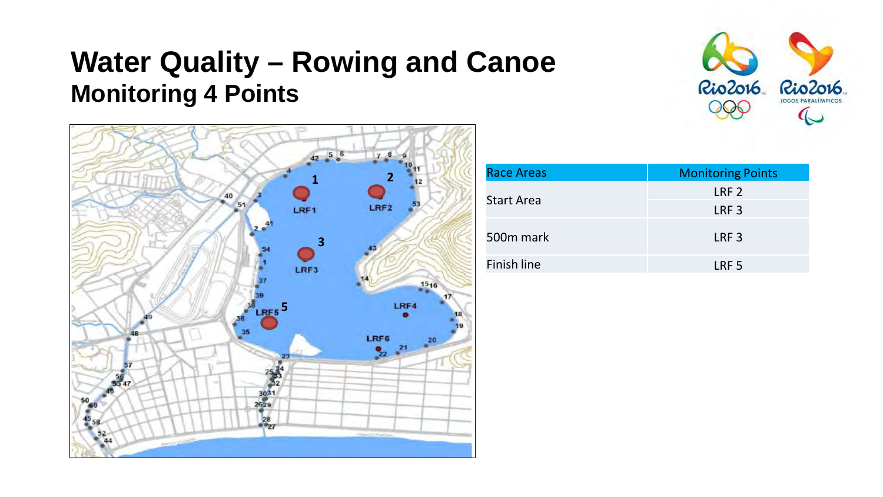# Water Quality – Rowing and Canoe

## Monitoring 4 Points

| Race Areas | Monitoring Points |
| --- | --- |
| Start Area | LRF 2 |
| | LRF 3 |
| 500m mark | LRF 3 |
| Finish line | LRF 5 |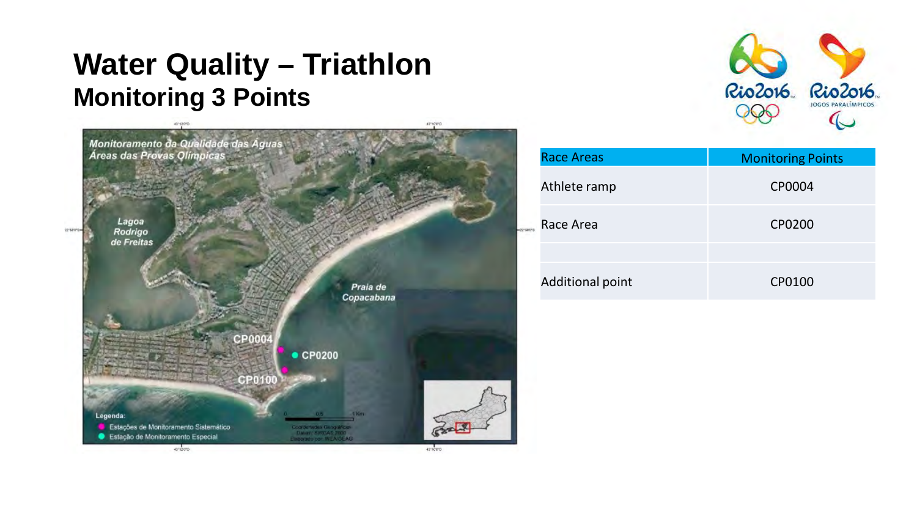# Water Quality – Triathlon

## Monitoring 3 Points

| Race Areas | Monitoring Points |
|---|---|
| Athlete ramp | CP0004 |
| Race Area | CP0200 |
| | |
| Additional point | CP0100 |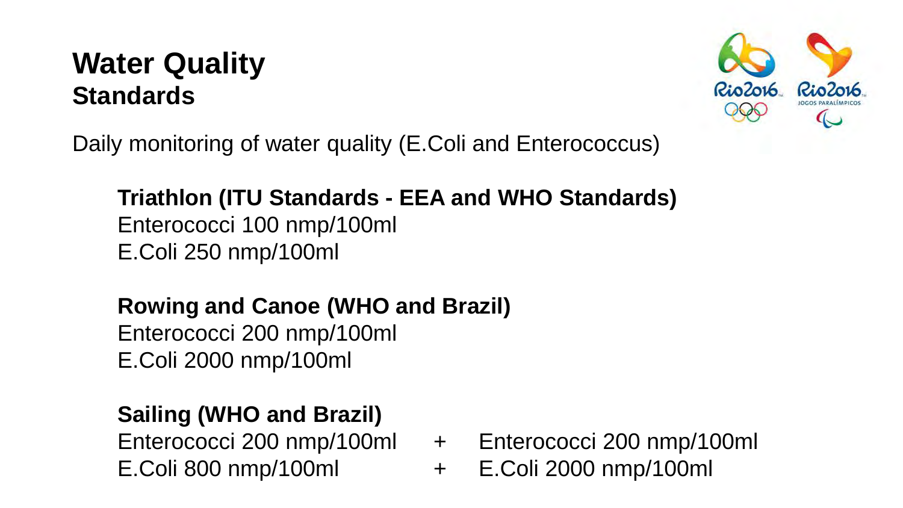# Water Quality

## Standards

Daily monitoring of water quality (E.Coli and Enterococcus)

**Triathlon (ITU Standards - EEA and WHO Standards)**
Enterococci 100 nmp/100ml
E.Coli 250 nmp/100ml

**Rowing and Canoe (WHO and Brazil)**
Enterococci 200 nmp/100ml
E.Coli 2000 nmp/100ml

**Sailing (WHO and Brazil)**
Enterococci 200 nmp/100ml + Enterococci 200 nmp/100ml
E.Coli 800 nmp/100ml + E.Coli 2000 nmp/100ml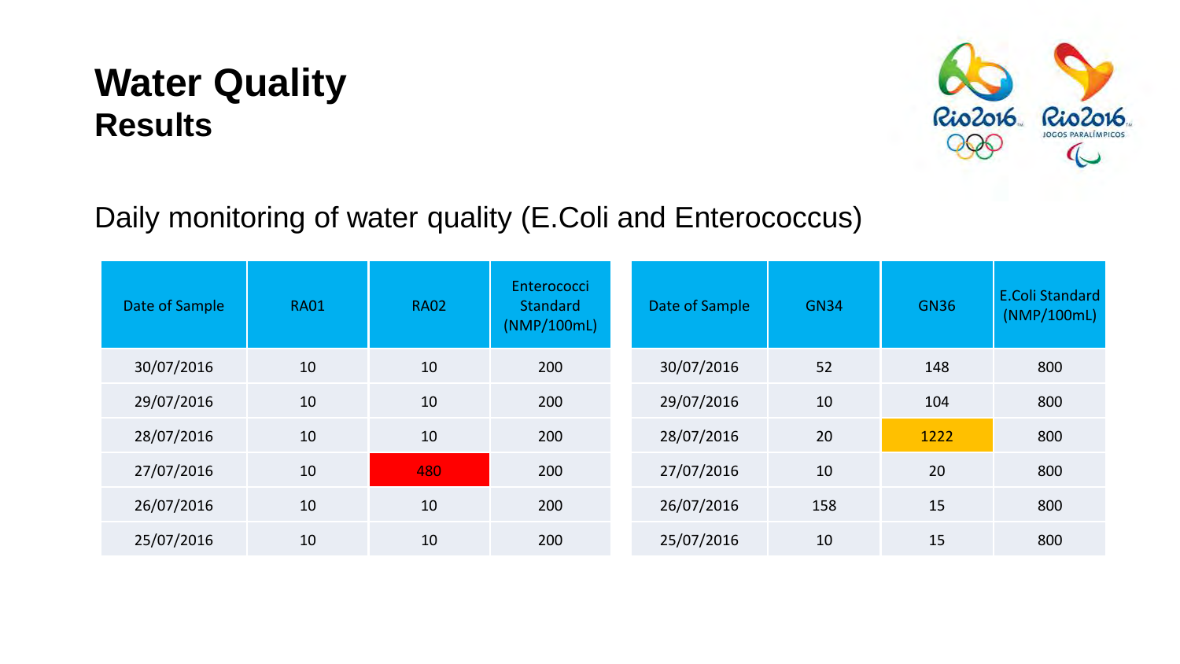# Water Quality
## Results

Daily monitoring of water quality (E.Coli and Enterococcus)

| Date of Sample | RA01 | RA02 | Enterococci Standard (NMP/100mL) |
|---|---|---|---|
| 30/07/2016 | 10 | 10 | 200 |
| 29/07/2016 | 10 | 10 | 200 |
| 28/07/2016 | 10 | 10 | 200 |
| 27/07/2016 | 10 | 480 | 200 |
| 26/07/2016 | 10 | 10 | 200 |
| 25/07/2016 | 10 | 10 | 200 |

| Date of Sample | GN34 | GN36 | E.Coli Standard (NMP/100mL) |
|---|---|---|---|
| 30/07/2016 | 52 | 148 | 800 |
| 29/07/2016 | 10 | 104 | 800 |
| 28/07/2016 | 20 | 1222 | 800 |
| 27/07/2016 | 10 | 20 | 800 |
| 26/07/2016 | 158 | 15 | 800 |
| 25/07/2016 | 10 | 15 | 800 |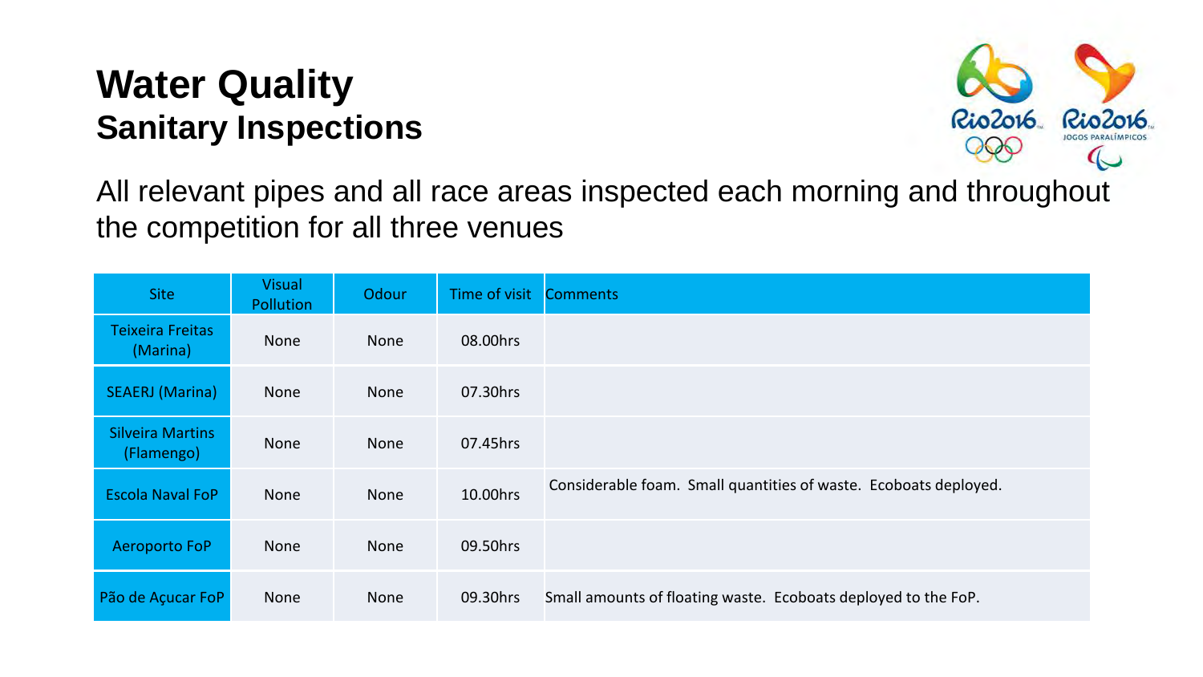# Water Quality
## Sanitary Inspections

All relevant pipes and all race areas inspected each morning and throughout the competition for all three venues

| Site | Visual Pollution | Odour | Time of visit | Comments |
|---|---|---|---|---|
| Teixeira Freitas (Marina) | None | None | 08.00hrs | |
| SEAERJ (Marina) | None | None | 07.30hrs | |
| Silveira Martins (Flamengo) | None | None | 07.45hrs | |
| Escola Naval FoP | None | None | 10.00hrs | Considerable foam. Small quantities of waste. Ecoboats deployed. |
| Aeroporto FoP | None | None | 09.50hrs | |
| Pão de Açucar FoP | None | None | 09.30hrs | Small amounts of floating waste. Ecoboats deployed to the FoP. |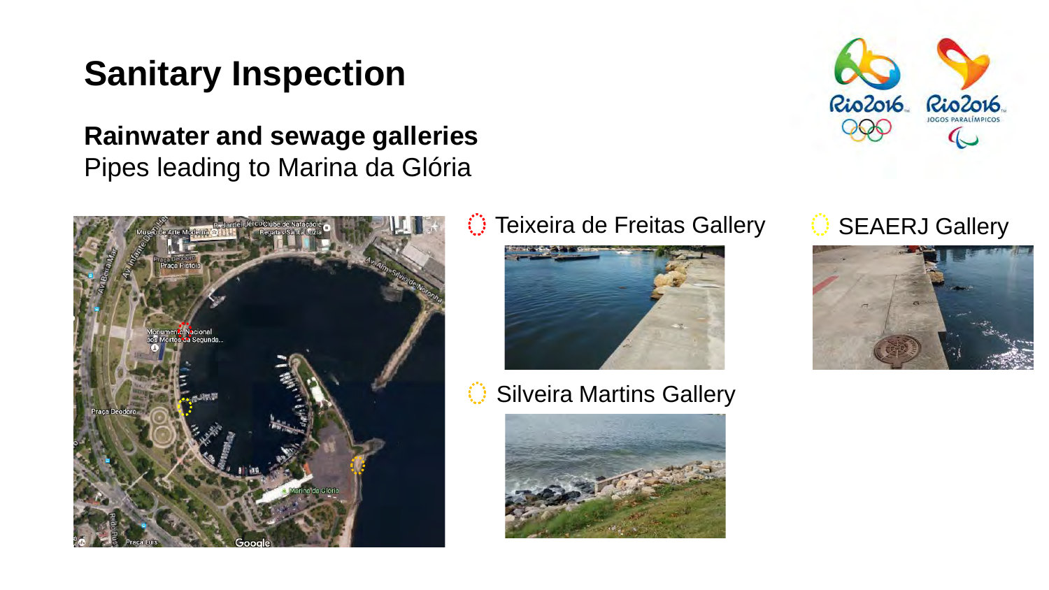# Sanitary Inspection

**Rainwater and sewage galleries**

Pipes leading to Marina da Glória

Teixeira de Freitas Gallery

Silveira Martins Gallery

SEAERJ Gallery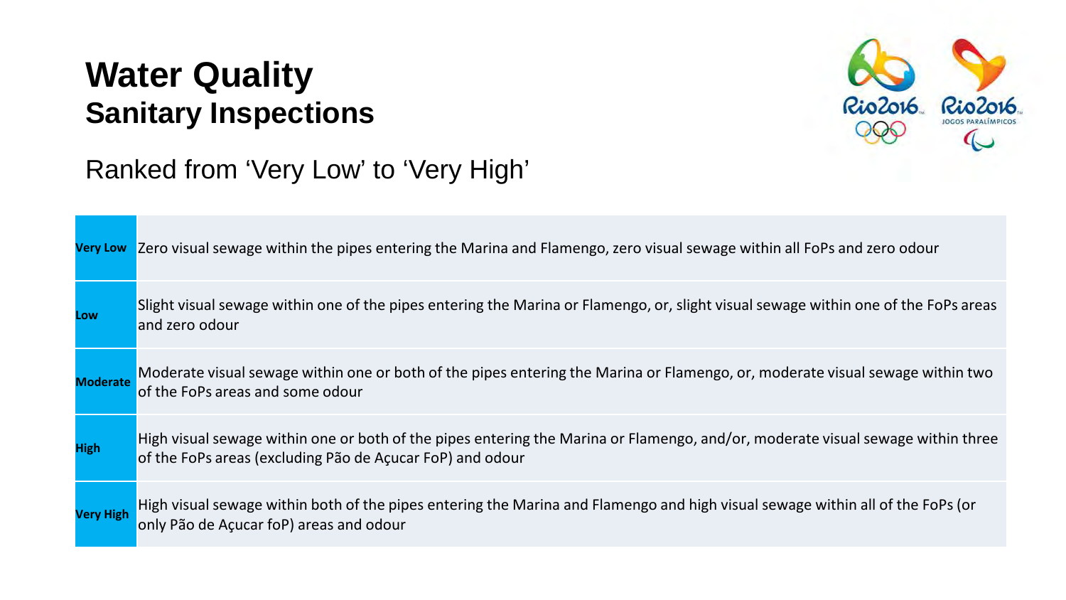# Water Quality
## Sanitary Inspections

Ranked from 'Very Low' to 'Very High'

| | |
|---|---|
| **Very Low** | Zero visual sewage within the pipes entering the Marina and Flamengo, zero visual sewage within all FoPs and zero odour |
| **Low** | Slight visual sewage within one of the pipes entering the Marina or Flamengo, or, slight visual sewage within one of the FoPs areas and zero odour |
| **Moderate** | Moderate visual sewage within one or both of the pipes entering the Marina or Flamengo, or, moderate visual sewage within two of the FoPs areas and some odour |
| **High** | High visual sewage within one or both of the pipes entering the Marina or Flamengo, and/or, moderate visual sewage within three of the FoPs areas (excluding Pão de Açucar FoP) and odour |
| **Very High** | High visual sewage within both of the pipes entering the Marina and Flamengo and high visual sewage within all of the FoPs (or only Pão de Açucar foP) areas and odour |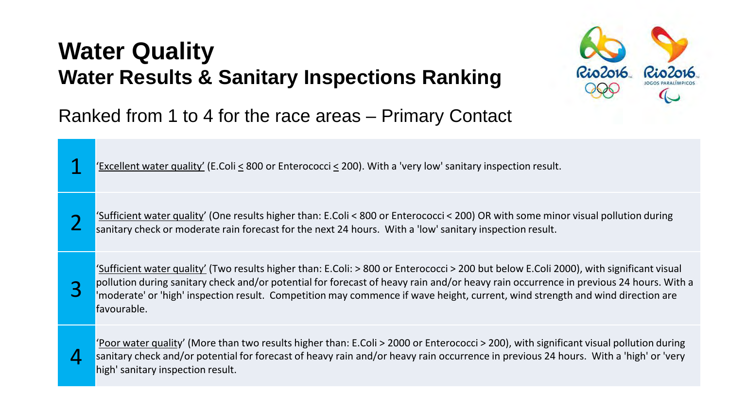# Water Quality

## Water Results & Sanitary Inspections Ranking

Ranked from 1 to 4 for the race areas – Primary Contact

| | |
|---|---|
| 1 | 'Excellent water quality' (E.Coli ≤ 800 or Enterococci ≤ 200). With a 'very low' sanitary inspection result. |
| 2 | 'Sufficient water quality' (One results higher than: E.Coli < 800 or Enterococci < 200) OR with some minor visual pollution during sanitary check or moderate rain forecast for the next 24 hours. With a 'low' sanitary inspection result. |
| 3 | 'Sufficient water quality' (Two results higher than: E.Coli: > 800 or Enterococci > 200 but below E.Coli 2000), with significant visual pollution during sanitary check and/or potential for forecast of heavy rain and/or heavy rain occurrence in previous 24 hours. With a 'moderate' or 'high' inspection result. Competition may commence if wave height, current, wind strength and wind direction are favourable. |
| 4 | 'Poor water quality' (More than two results higher than: E.Coli > 2000 or Enterococci > 200), with significant visual pollution during sanitary check and/or potential for forecast of heavy rain and/or heavy rain occurrence in previous 24 hours. With a 'high' or 'very high' sanitary inspection result. |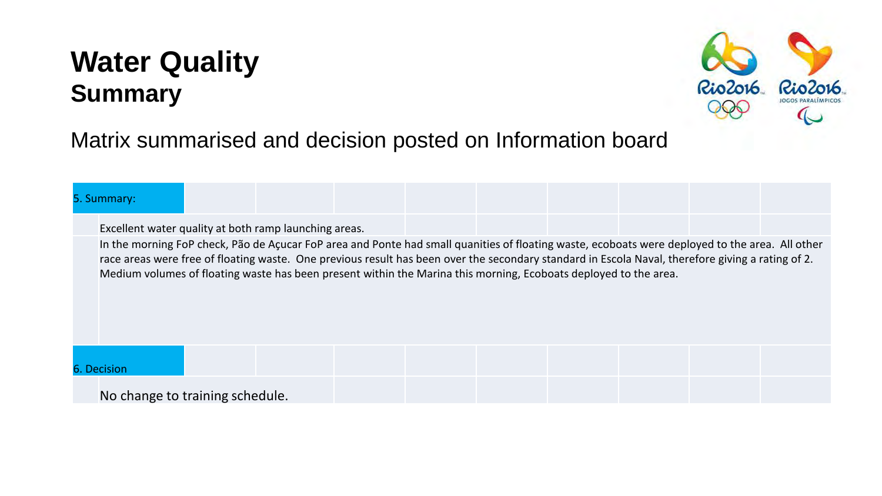# Water Quality
## Summary

Matrix summarised and decision posted on Information board

**5. Summary:**

Excellent water quality at both ramp launching areas.

In the morning FoP check, Pão de Açucar FoP area and Ponte had small quanities of floating waste, ecoboats were deployed to the area. All other race areas were free of floating waste. One previous result has been over the secondary standard in Escola Naval, therefore giving a rating of 2. Medium volumes of floating waste has been present within the Marina this morning, Ecoboats deployed to the area.

**6. Decision**

No change to training schedule.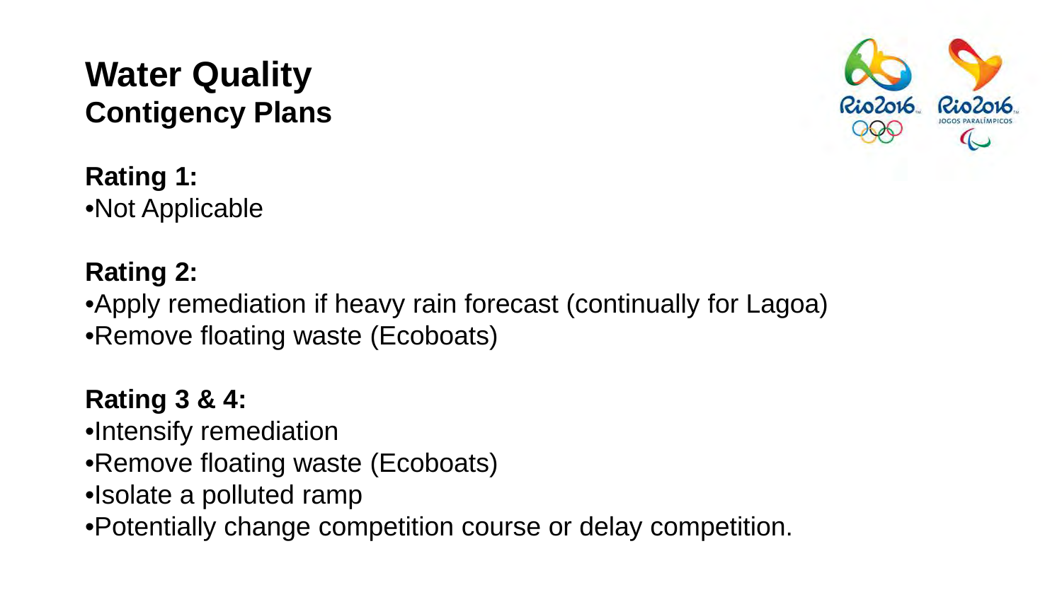# Water Quality

## Contigency Plans

**Rating 1:**

- Not Applicable

**Rating 2:**

- Apply remediation if heavy rain forecast (continually for Lagoa)
- Remove floating waste (Ecoboats)

**Rating 3 & 4:**

- Intensify remediation
- Remove floating waste (Ecoboats)
- Isolate a polluted ramp
- Potentially change competition course or delay competition.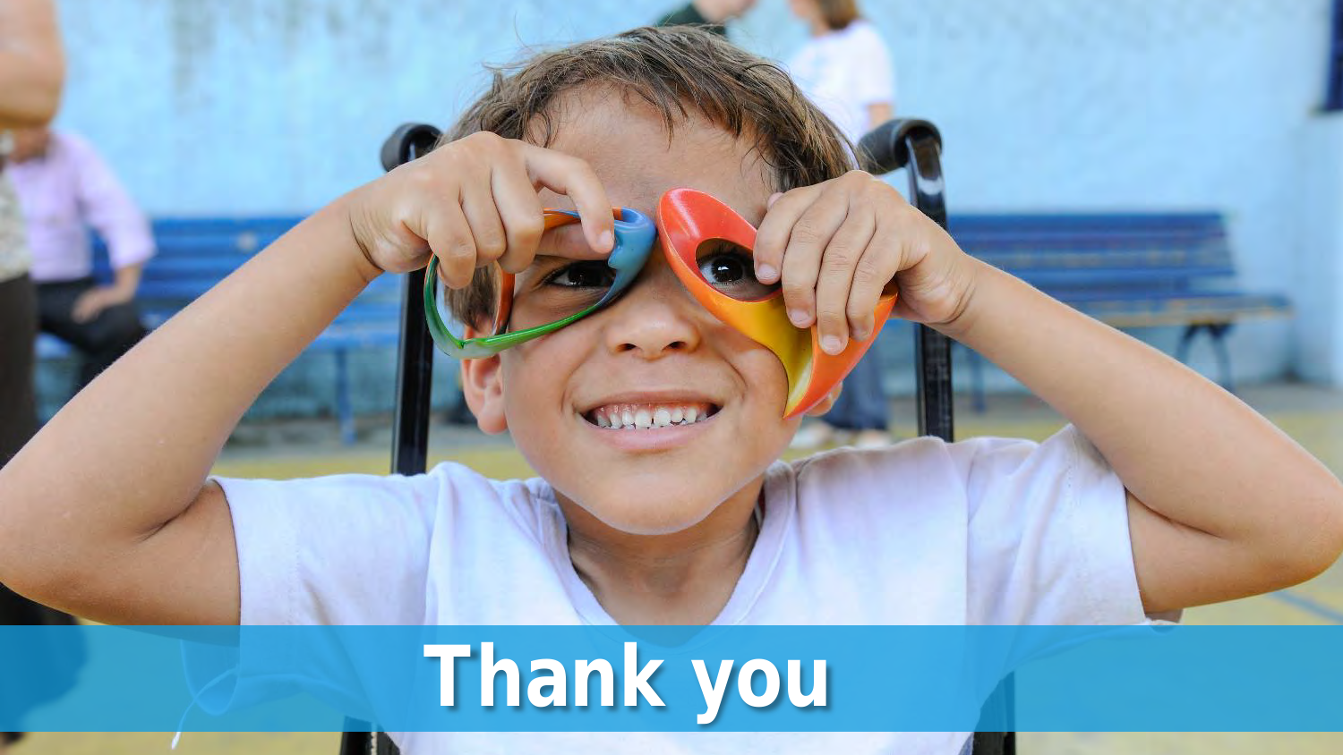# Thank you